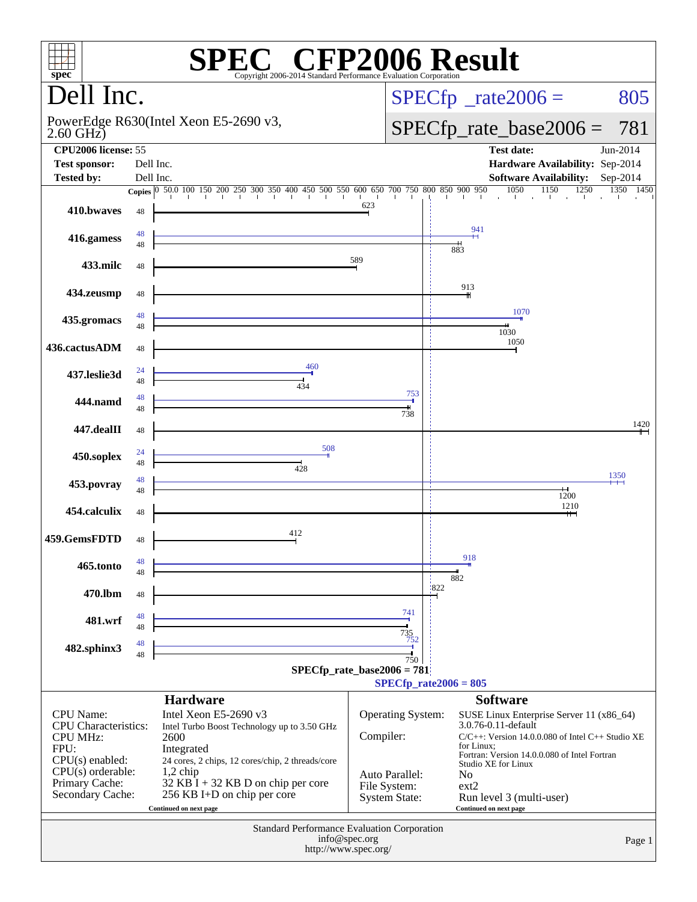# SPEC CFP2006 Result

Copyright 2006-2014 Standard Performance Evaluation Corporation

## Dell Inc.

PowerEdge R630(Intel Xeon E5-2690 v3, 2.60 GHz)

SPECfp_rate2006 = 805

SPECfp_rate_base2006 = 781

| | | | |
|---|---|---|---|
| **CPU2006 license:** | 55 | **Test date:** | Jun-2014 |
| **Test sponsor:** | Dell Inc. | **Hardware Availability:** | Sep-2014 |
| **Tested by:** | Dell Inc. | **Software Availability:** | Sep-2014 |

| Benchmark | Copies (peak) | Copies (base) | Peak | Base |
|---|---|---|---|---|
| 410.bwaves | | 48 | | 623 |
| 416.gamess | 48 | 48 | 941 | 883 |
| 433.milc | | 48 | | 589 |
| 434.zeusmp | | 48 | | 913 |
| 435.gromacs | 48 | 48 | 1070 | 1030 |
| 436.cactusADM | | 48 | | 1050 |
| 437.leslie3d | 24 | 48 | 460 | 434 |
| 444.namd | 48 | 48 | 753 | 738 |
| 447.dealII | | 48 | | 1420 |
| 450.soplex | 24 | 48 | 508 | 428 |
| 453.povray | 48 | 48 | 1350 | 1200 |
| 454.calculix | | 48 | | 1210 |
| 459.GemsFDTD | | 48 | | 412 |
| 465.tonto | 48 | 48 | 918 | 882 |
| 470.lbm | | 48 | | 822 |
| 481.wrf | 48 | 48 | 741 | 735 |
| 482.sphinx3 | 48 | 48 | 752 | 750 |

SPECfp_rate_base2006 = 781

SPECfp_rate2006 = 805

### Hardware

| | |
|---|---|
| CPU Name: | Intel Xeon E5-2690 v3 |
| CPU Characteristics: | Intel Turbo Boost Technology up to 3.50 GHz |
| CPU MHz: | 2600 |
| FPU: | Integrated |
| CPU(s) enabled: | 24 cores, 2 chips, 12 cores/chip, 2 threads/core |
| CPU(s) orderable: | 1,2 chip |
| Primary Cache: | 32 KB I + 32 KB D on chip per core |
| Secondary Cache: | 256 KB I+D on chip per core |

Continued on next page

### Software

| | |
|---|---|
| Operating System: | SUSE Linux Enterprise Server 11 (x86_64) 3.0.76-0.11-default |
| Compiler: | C/C++: Version 14.0.0.080 of Intel C++ Studio XE for Linux; Fortran: Version 14.0.0.080 of Intel Fortran Studio XE for Linux |
| Auto Parallel: | No |
| File System: | ext2 |
| System State: | Run level 3 (multi-user) |

Continued on next page

Standard Performance Evaluation Corporation
info@spec.org
http://www.spec.org/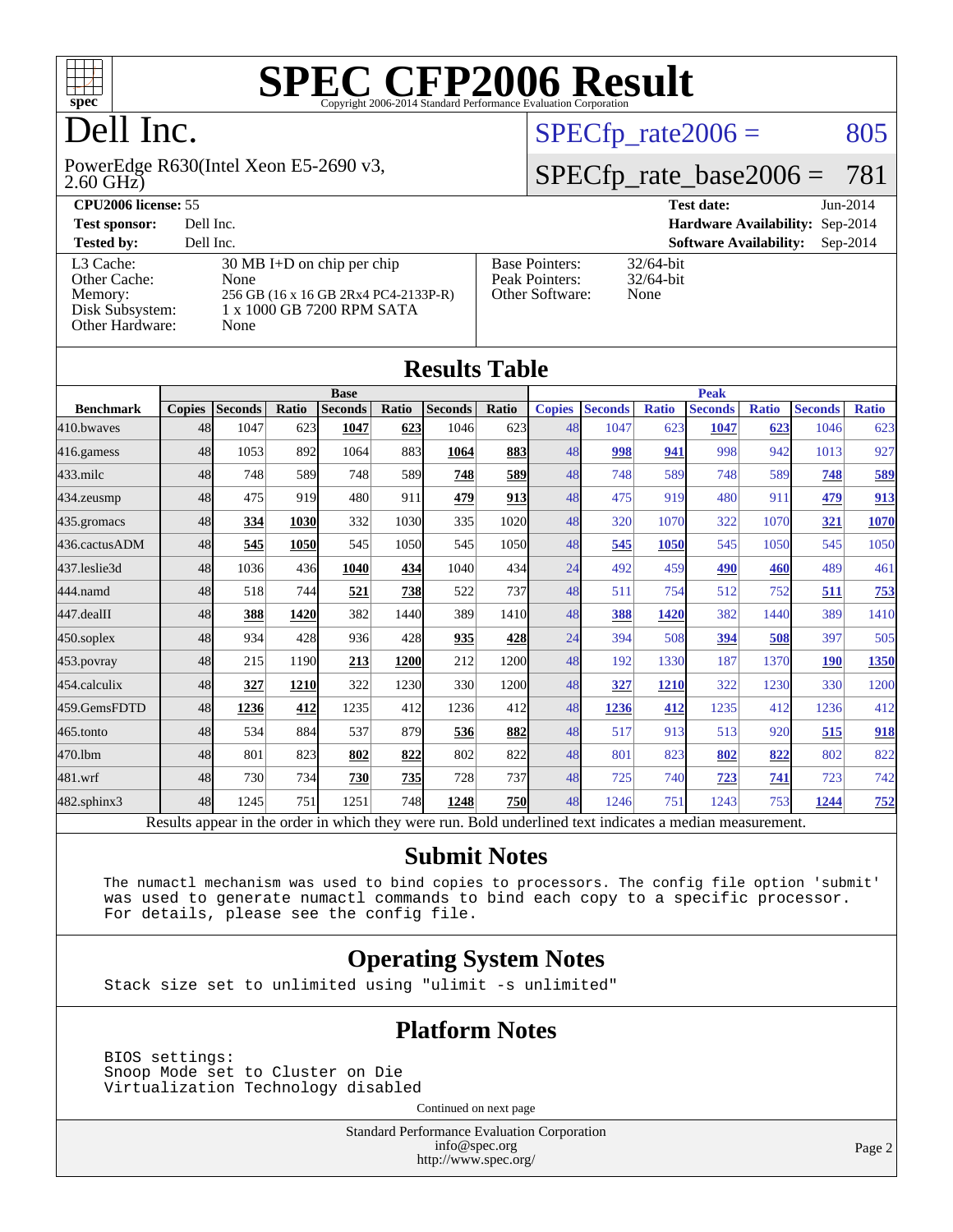# SPEC CFP2006 Result

Copyright 2006-2014 Standard Performance Evaluation Corporation

# Dell Inc.

PowerEdge R630(Intel Xeon E5-2690 v3, 2.60 GHz)

SPECfp_rate2006 = 805

SPECfp_rate_base2006 = 781

**CPU2006 license:** 55 | **Test date:** Jun-2014
**Test sponsor:** Dell Inc. | **Hardware Availability:** Sep-2014
**Tested by:** Dell Inc. | **Software Availability:** Sep-2014

| | | | |
|---|---|---|---|
| L3 Cache: | 30 MB I+D on chip per chip | Base Pointers: | 32/64-bit |
| Other Cache: | None | Peak Pointers: | 32/64-bit |
| Memory: | 256 GB (16 x 16 GB 2Rx4 PC4-2133P-R) | Other Software: | None |
| Disk Subsystem: | 1 x 1000 GB 7200 RPM SATA | | |
| Other Hardware: | None | | |

## Results Table

| | Base | | | | | | | Peak | | | | | | |
|---|---|---|---|---|---|---|---|---|---|---|---|---|---|---|
| Benchmark | Copies | Seconds | Ratio | Seconds | Ratio | Seconds | Ratio | Copies | Seconds | Ratio | Seconds | Ratio | Seconds | Ratio |
| 410.bwaves | 48 | 1047 | 623 | **1047** | **623** | 1046 | 623 | 48 | 1047 | 623 | **1047** | **623** | 1046 | 623 |
| 416.gamess | 48 | 1053 | 892 | 1064 | 883 | **1064** | **883** | 48 | **998** | **941** | 998 | 942 | 1013 | 927 |
| 433.milc | 48 | 748 | 589 | 748 | 589 | **748** | **589** | 48 | 748 | 589 | 748 | 589 | **748** | **589** |
| 434.zeusmp | 48 | 475 | 919 | 480 | 911 | **479** | **913** | 48 | 475 | 919 | 480 | 911 | **479** | **913** |
| 435.gromacs | 48 | **334** | **1030** | 332 | 1030 | 335 | 1020 | 48 | 320 | 1070 | 322 | 1070 | **321** | **1070** |
| 436.cactusADM | 48 | **545** | **1050** | 545 | 1050 | 545 | 1050 | 48 | **545** | **1050** | 545 | 1050 | 545 | 1050 |
| 437.leslie3d | 48 | 1036 | 436 | **1040** | **434** | 1040 | 434 | 24 | 492 | 459 | **490** | **460** | 489 | 461 |
| 444.namd | 48 | 518 | 744 | **521** | **738** | 522 | 737 | 48 | 511 | 754 | 512 | 752 | **511** | **753** |
| 447.dealII | 48 | **388** | **1420** | 382 | 1440 | 389 | 1410 | 48 | **388** | **1420** | 382 | 1440 | 389 | 1410 |
| 450.soplex | 48 | 934 | 428 | 936 | 428 | **935** | **428** | 24 | 394 | 508 | **394** | **508** | 397 | 505 |
| 453.povray | 48 | 215 | 1190 | **213** | **1200** | 212 | 1200 | 48 | 192 | 1330 | 187 | 1370 | **190** | **1350** |
| 454.calculix | 48 | **327** | **1210** | 322 | 1230 | 330 | 1200 | 48 | **327** | **1210** | 322 | 1230 | 330 | 1200 |
| 459.GemsFDTD | 48 | **1236** | **412** | 1235 | 412 | 1236 | 412 | 48 | **1236** | **412** | 1235 | 412 | 1236 | 412 |
| 465.tonto | 48 | 534 | 884 | 537 | 879 | **536** | **882** | 48 | 517 | 913 | 513 | 920 | **515** | **918** |
| 470.lbm | 48 | 801 | 823 | **802** | **822** | 802 | 822 | 48 | 801 | 823 | **802** | **822** | 802 | 822 |
| 481.wrf | 48 | 730 | 734 | **730** | **735** | 728 | 737 | 48 | 725 | 740 | **723** | **741** | 723 | 742 |
| 482.sphinx3 | 48 | 1245 | 751 | 1251 | 748 | **1248** | **750** | 48 | 1246 | 751 | 1243 | 753 | **1244** | **752** |

Results appear in the order in which they were run. Bold underlined text indicates a median measurement.

## Submit Notes

```
The numactl mechanism was used to bind copies to processors. The config file option 'submit'
was used to generate numactl commands to bind each copy to a specific processor.
For details, please see the config file.
```

## Operating System Notes

```
Stack size set to unlimited using "ulimit -s unlimited"
```

## Platform Notes

```
BIOS settings:
Snoop Mode set to Cluster on Die
Virtualization Technology disabled
```

Continued on next page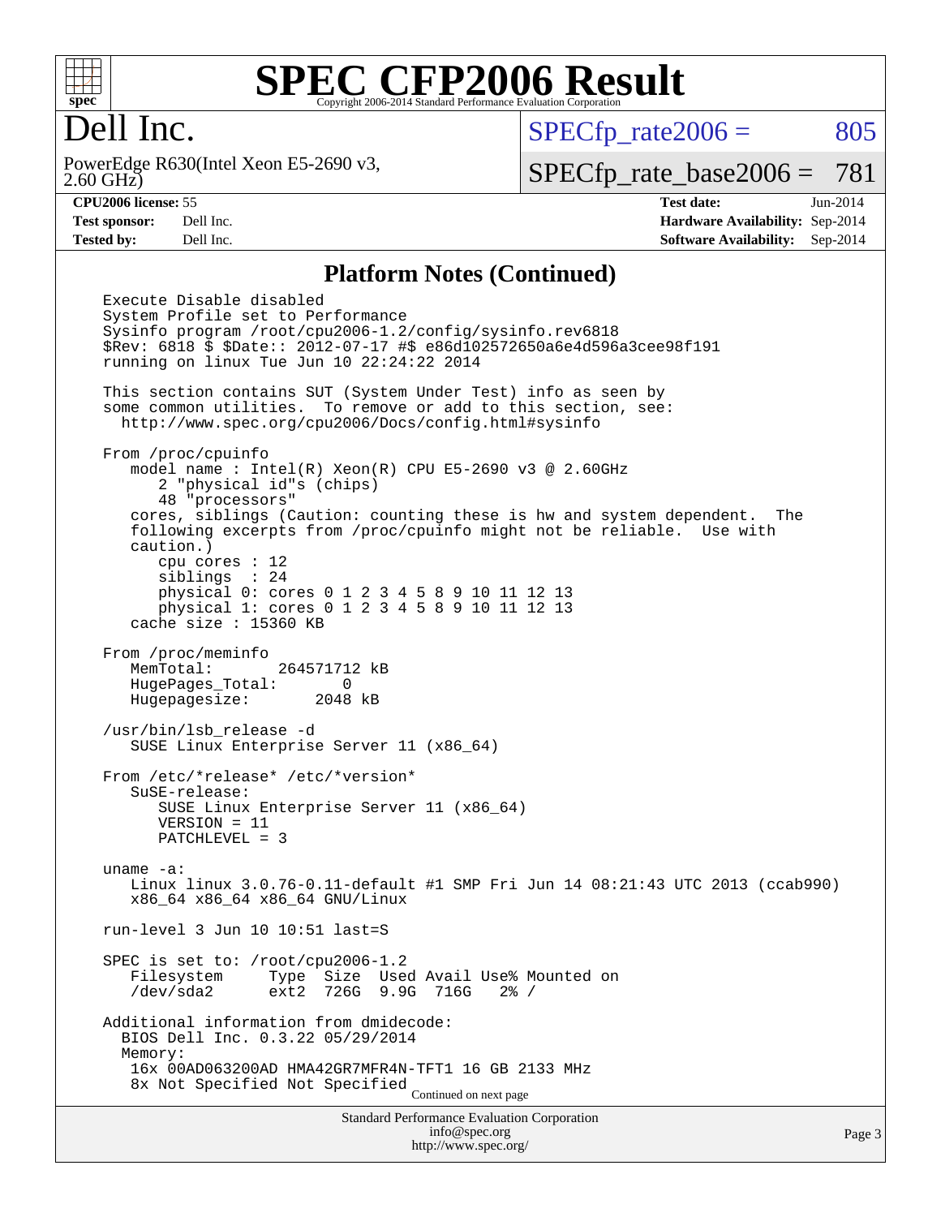# Dell Inc.

PowerEdge R630(Intel Xeon E5-2690 v3, 2.60 GHz)

SPECfp_rate2006 = 805

SPECfp_rate_base2006 = 781

**CPU2006 license:** 55
**Test sponsor:** Dell Inc.
**Tested by:** Dell Inc.

**Test date:** Jun-2014
**Hardware Availability:** Sep-2014
**Software Availability:** Sep-2014

## Platform Notes (Continued)

```
Execute Disable disabled
System Profile set to Performance
Sysinfo program /root/cpu2006-1.2/config/sysinfo.rev6818
$Rev: 6818 $ $Date:: 2012-07-17 #$ e86d102572650a6e4d596a3cee98f191
running on linux Tue Jun 10 22:24:22 2014

This section contains SUT (System Under Test) info as seen by
some common utilities.  To remove or add to this section, see:
  http://www.spec.org/cpu2006/Docs/config.html#sysinfo

From /proc/cpuinfo
   model name : Intel(R) Xeon(R) CPU E5-2690 v3 @ 2.60GHz
      2 "physical id"s (chips)
      48 "processors"
   cores, siblings (Caution: counting these is hw and system dependent.  The
   following excerpts from /proc/cpuinfo might not be reliable.  Use with
   caution.)
      cpu cores : 12
      siblings  : 24
      physical 0: cores 0 1 2 3 4 5 8 9 10 11 12 13
      physical 1: cores 0 1 2 3 4 5 8 9 10 11 12 13
   cache size : 15360 KB

From /proc/meminfo
   MemTotal:       264571712 kB
   HugePages_Total:       0
   Hugepagesize:       2048 kB

/usr/bin/lsb_release -d
   SUSE Linux Enterprise Server 11 (x86_64)

From /etc/*release* /etc/*version*
   SuSE-release:
      SUSE Linux Enterprise Server 11 (x86_64)
      VERSION = 11
      PATCHLEVEL = 3

uname -a:
   Linux linux 3.0.76-0.11-default #1 SMP Fri Jun 14 08:21:43 UTC 2013 (ccab990)
   x86_64 x86_64 x86_64 GNU/Linux

run-level 3 Jun 10 10:51 last=S

SPEC is set to: /root/cpu2006-1.2
   Filesystem     Type  Size  Used Avail Use% Mounted on
   /dev/sda2      ext2  726G  9.9G  716G   2% /

Additional information from dmidecode:
  BIOS Dell Inc. 0.3.22 05/29/2014
  Memory:
   16x 00AD063200AD HMA42GR7MFR4N-TFT1 16 GB 2133 MHz
   8x Not Specified Not Specified
```

Continued on next page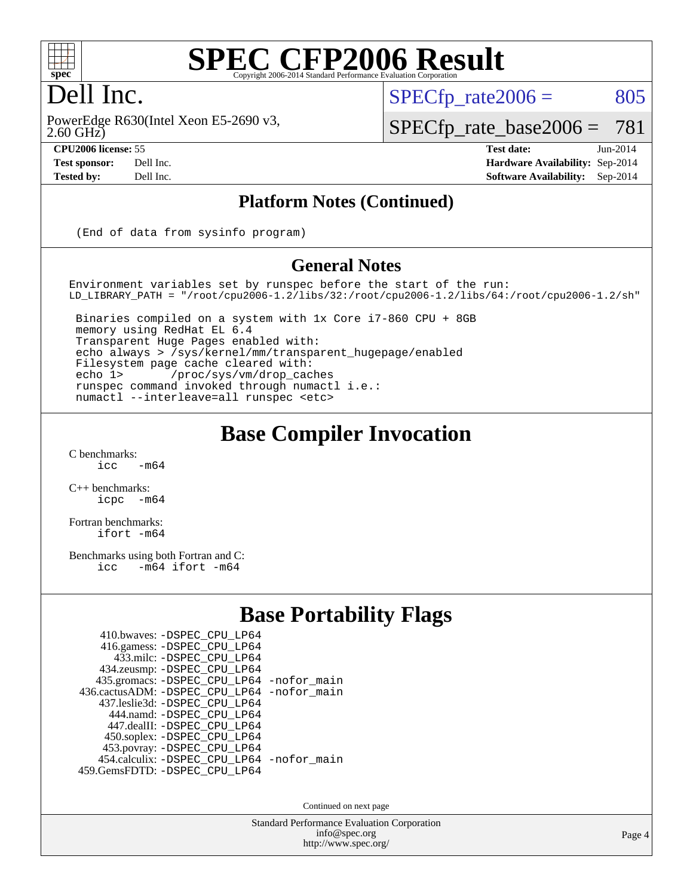# Dell Inc.

PowerEdge R630(Intel Xeon E5-2690 v3, 2.60 GHz)

SPECfp_rate2006 = 805

SPECfp_rate_base2006 = 781

**CPU2006 license:** 55
**Test sponsor:** Dell Inc.
**Tested by:** Dell Inc.

**Test date:** Jun-2014
**Hardware Availability:** Sep-2014
**Software Availability:** Sep-2014

## Platform Notes (Continued)

```
(End of data from sysinfo program)
```

## General Notes

```
Environment variables set by runspec before the start of the run:
LD_LIBRARY_PATH = "/root/cpu2006-1.2/libs/32:/root/cpu2006-1.2/libs/64:/root/cpu2006-1.2/sh"

 Binaries compiled on a system with 1x Core i7-860 CPU + 8GB
 memory using RedHat EL 6.4
 Transparent Huge Pages enabled with:
 echo always > /sys/kernel/mm/transparent_hugepage/enabled
 Filesystem page cache cleared with:
 echo 1>       /proc/sys/vm/drop_caches
 runspec command invoked through numactl i.e.:
 numactl --interleave=all runspec <etc>
```

## Base Compiler Invocation

C benchmarks:
```
icc   -m64
```

C++ benchmarks:
```
icpc  -m64
```

Fortran benchmarks:
```
ifort -m64
```

Benchmarks using both Fortran and C:
```
icc   -m64 ifort -m64
```

## Base Portability Flags

```
     410.bwaves: -DSPEC_CPU_LP64
     416.gamess: -DSPEC_CPU_LP64
       433.milc: -DSPEC_CPU_LP64
     434.zeusmp: -DSPEC_CPU_LP64
    435.gromacs: -DSPEC_CPU_LP64 -nofor_main
 436.cactusADM: -DSPEC_CPU_LP64 -nofor_main
    437.leslie3d: -DSPEC_CPU_LP64
      444.namd: -DSPEC_CPU_LP64
     447.dealII: -DSPEC_CPU_LP64
     450.soplex: -DSPEC_CPU_LP64
     453.povray: -DSPEC_CPU_LP64
   454.calculix: -DSPEC_CPU_LP64 -nofor_main
  459.GemsFDTD: -DSPEC_CPU_LP64
```

Continued on next page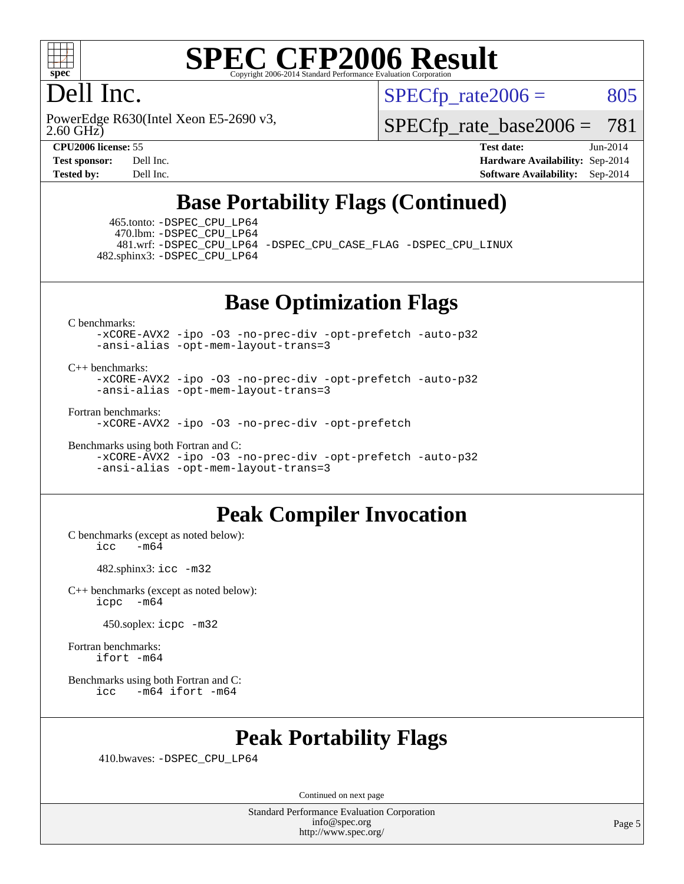## Base Portability Flags (Continued)

465.tonto: -DSPEC_CPU_LP64
470.lbm: -DSPEC_CPU_LP64
481.wrf: -DSPEC_CPU_LP64 -DSPEC_CPU_CASE_FLAG -DSPEC_CPU_LINUX
482.sphinx3: -DSPEC_CPU_LP64

## Base Optimization Flags

C benchmarks:
```
-xCORE-AVX2 -ipo -O3 -no-prec-div -opt-prefetch -auto-p32
-ansi-alias -opt-mem-layout-trans=3
```

C++ benchmarks:
```
-xCORE-AVX2 -ipo -O3 -no-prec-div -opt-prefetch -auto-p32
-ansi-alias -opt-mem-layout-trans=3
```

Fortran benchmarks:
```
-xCORE-AVX2 -ipo -O3 -no-prec-div -opt-prefetch
```

Benchmarks using both Fortran and C:
```
-xCORE-AVX2 -ipo -O3 -no-prec-div -opt-prefetch -auto-p32
-ansi-alias -opt-mem-layout-trans=3
```

## Peak Compiler Invocation

C benchmarks (except as noted below):
```
icc   -m64
```

482.sphinx3: icc -m32

C++ benchmarks (except as noted below):
```
icpc  -m64
```

450.soplex: icpc -m32

Fortran benchmarks:
```
ifort -m64
```

Benchmarks using both Fortran and C:
```
icc   -m64 ifort -m64
```

## Peak Portability Flags

410.bwaves: -DSPEC_CPU_LP64

Continued on next page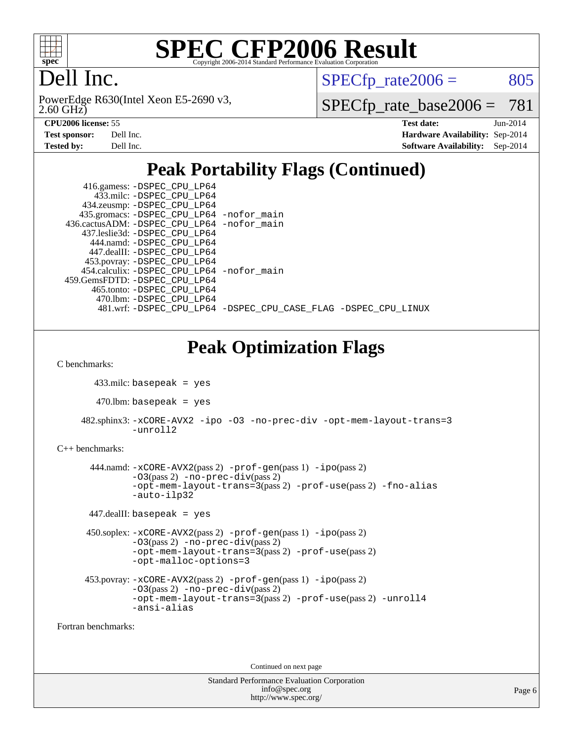# SPEC CFP2006 Result

Copyright 2006-2014 Standard Performance Evaluation Corporation

## Dell Inc.

PowerEdge R630(Intel Xeon E5-2690 v3, 2.60 GHz)

SPECfp_rate2006 = 805

SPECfp_rate_base2006 = 781

| | | | |
|---|---|---|---|
| **CPU2006 license:** 55 | | **Test date:** | Jun-2014 |
| **Test sponsor:** | Dell Inc. | **Hardware Availability:** | Sep-2014 |
| **Tested by:** | Dell Inc. | **Software Availability:** | Sep-2014 |

## Peak Portability Flags (Continued)

```
      416.gamess: -DSPEC_CPU_LP64
        433.milc: -DSPEC_CPU_LP64
      434.zeusmp: -DSPEC_CPU_LP64
     435.gromacs: -DSPEC_CPU_LP64 -nofor_main
  436.cactusADM: -DSPEC_CPU_LP64 -nofor_main
     437.leslie3d: -DSPEC_CPU_LP64
       444.namd: -DSPEC_CPU_LP64
      447.dealII: -DSPEC_CPU_LP64
     453.povray: -DSPEC_CPU_LP64
    454.calculix: -DSPEC_CPU_LP64 -nofor_main
  459.GemsFDTD: -DSPEC_CPU_LP64
      465.tonto: -DSPEC_CPU_LP64
        470.lbm: -DSPEC_CPU_LP64
        481.wrf: -DSPEC_CPU_LP64 -DSPEC_CPU_CASE_FLAG -DSPEC_CPU_LINUX
```

## Peak Optimization Flags

C benchmarks:

433.milc: basepeak = yes

470.lbm: basepeak = yes

482.sphinx3: -xCORE-AVX2 -ipo -O3 -no-prec-div -opt-mem-layout-trans=3 -unroll2

C++ benchmarks:

444.namd: -xCORE-AVX2(pass 2) -prof-gen(pass 1) -ipo(pass 2) -O3(pass 2) -no-prec-div(pass 2) -opt-mem-layout-trans=3(pass 2) -prof-use(pass 2) -fno-alias -auto-ilp32

447.dealII: basepeak = yes

450.soplex: -xCORE-AVX2(pass 2) -prof-gen(pass 1) -ipo(pass 2) -O3(pass 2) -no-prec-div(pass 2) -opt-mem-layout-trans=3(pass 2) -prof-use(pass 2) -opt-malloc-options=3

453.povray: -xCORE-AVX2(pass 2) -prof-gen(pass 1) -ipo(pass 2) -O3(pass 2) -no-prec-div(pass 2) -opt-mem-layout-trans=3(pass 2) -prof-use(pass 2) -unroll4 -ansi-alias

Fortran benchmarks:

Continued on next page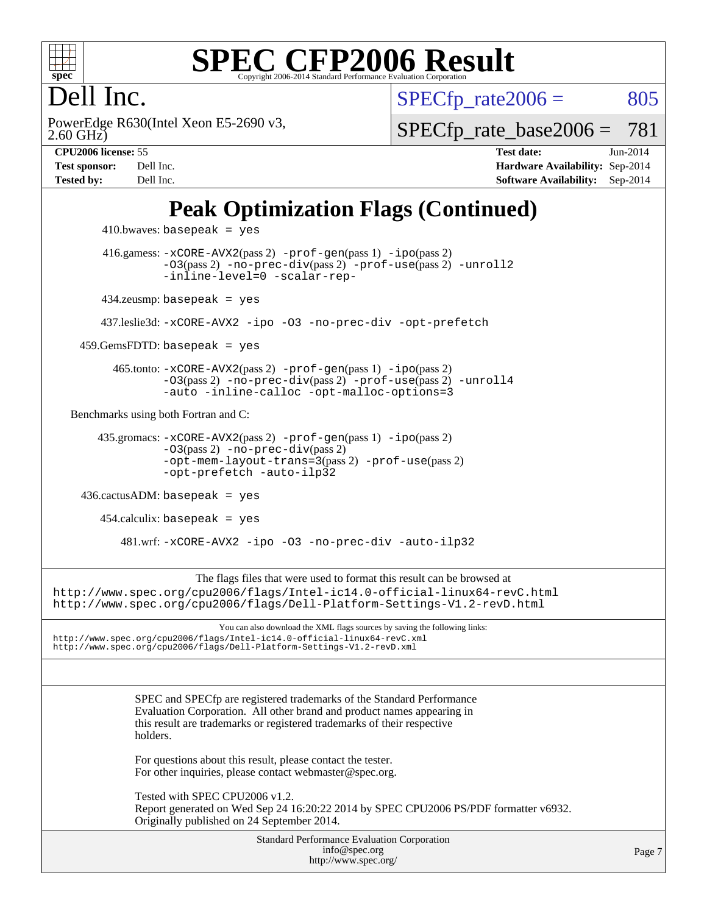# Peak Optimization Flags (Continued)

410.bwaves: basepeak = yes

416.gamess: -xCORE-AVX2(pass 2) -prof-gen(pass 1) -ipo(pass 2) -O3(pass 2) -no-prec-div(pass 2) -prof-use(pass 2) -unroll2 -inline-level=0 -scalar-rep-

434.zeusmp: basepeak = yes

437.leslie3d: -xCORE-AVX2 -ipo -O3 -no-prec-div -opt-prefetch

459.GemsFDTD: basepeak = yes

465.tonto: -xCORE-AVX2(pass 2) -prof-gen(pass 1) -ipo(pass 2) -O3(pass 2) -no-prec-div(pass 2) -prof-use(pass 2) -unroll4 -auto -inline-calloc -opt-malloc-options=3

Benchmarks using both Fortran and C:

435.gromacs: -xCORE-AVX2(pass 2) -prof-gen(pass 1) -ipo(pass 2) -O3(pass 2) -no-prec-div(pass 2) -opt-mem-layout-trans=3(pass 2) -prof-use(pass 2) -opt-prefetch -auto-ilp32

436.cactusADM: basepeak = yes

454.calculix: basepeak = yes

481.wrf: -xCORE-AVX2 -ipo -O3 -no-prec-div -auto-ilp32

The flags files that were used to format this result can be browsed at
http://www.spec.org/cpu2006/flags/Intel-ic14.0-official-linux64-revC.html
http://www.spec.org/cpu2006/flags/Dell-Platform-Settings-V1.2-revD.html

You can also download the XML flags sources by saving the following links:
http://www.spec.org/cpu2006/flags/Intel-ic14.0-official-linux64-revC.xml
http://www.spec.org/cpu2006/flags/Dell-Platform-Settings-V1.2-revD.xml

SPEC and SPECfp are registered trademarks of the Standard Performance Evaluation Corporation. All other brand and product names appearing in this result are trademarks or registered trademarks of their respective holders.

For questions about this result, please contact the tester.
For other inquiries, please contact webmaster@spec.org.

Tested with SPEC CPU2006 v1.2.
Report generated on Wed Sep 24 16:20:22 2014 by SPEC CPU2006 PS/PDF formatter v6932.
Originally published on 24 September 2014.